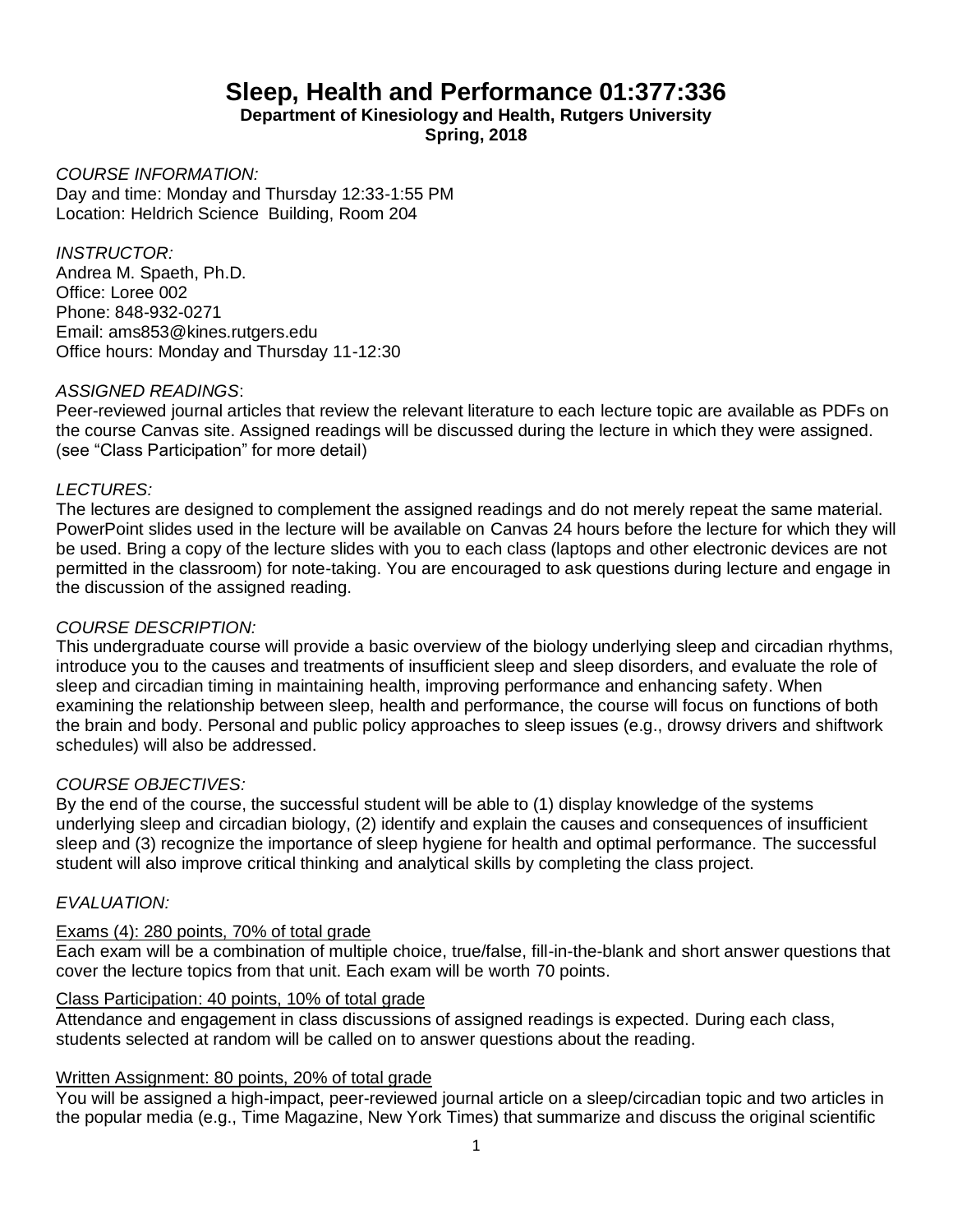# Sleep, Health and Performance 01:377:336

**Department of Kinesiology and Health, Rutgers University**
**Spring, 2018**

*COURSE INFORMATION:*
Day and time: Monday and Thursday 12:33-1:55 PM
Location: Heldrich Science Building, Room 204

*INSTRUCTOR:*
Andrea M. Spaeth, Ph.D.
Office: Loree 002
Phone: 848-932-0271
Email: ams853@kines.rutgers.edu
Office hours: Monday and Thursday 11-12:30

*ASSIGNED READINGS*:
Peer-reviewed journal articles that review the relevant literature to each lecture topic are available as PDFs on the course Canvas site. Assigned readings will be discussed during the lecture in which they were assigned. (see "Class Participation" for more detail)

*LECTURES:*
The lectures are designed to complement the assigned readings and do not merely repeat the same material. PowerPoint slides used in the lecture will be available on Canvas 24 hours before the lecture for which they will be used. Bring a copy of the lecture slides with you to each class (laptops and other electronic devices are not permitted in the classroom) for note-taking. You are encouraged to ask questions during lecture and engage in the discussion of the assigned reading.

*COURSE DESCRIPTION:*
This undergraduate course will provide a basic overview of the biology underlying sleep and circadian rhythms, introduce you to the causes and treatments of insufficient sleep and sleep disorders, and evaluate the role of sleep and circadian timing in maintaining health, improving performance and enhancing safety. When examining the relationship between sleep, health and performance, the course will focus on functions of both the brain and body. Personal and public policy approaches to sleep issues (e.g., drowsy drivers and shiftwork schedules) will also be addressed.

*COURSE OBJECTIVES:*
By the end of the course, the successful student will be able to (1) display knowledge of the systems underlying sleep and circadian biology, (2) identify and explain the causes and consequences of insufficient sleep and (3) recognize the importance of sleep hygiene for health and optimal performance. The successful student will also improve critical thinking and analytical skills by completing the class project.

*EVALUATION:*

<u>Exams (4): 280 points, 70% of total grade</u>
Each exam will be a combination of multiple choice, true/false, fill-in-the-blank and short answer questions that cover the lecture topics from that unit. Each exam will be worth 70 points.

<u>Class Participation: 40 points, 10% of total grade</u>
Attendance and engagement in class discussions of assigned readings is expected. During each class, students selected at random will be called on to answer questions about the reading.

<u>Written Assignment: 80 points, 20% of total grade</u>
You will be assigned a high-impact, peer-reviewed journal article on a sleep/circadian topic and two articles in the popular media (e.g., Time Magazine, New York Times) that summarize and discuss the original scientific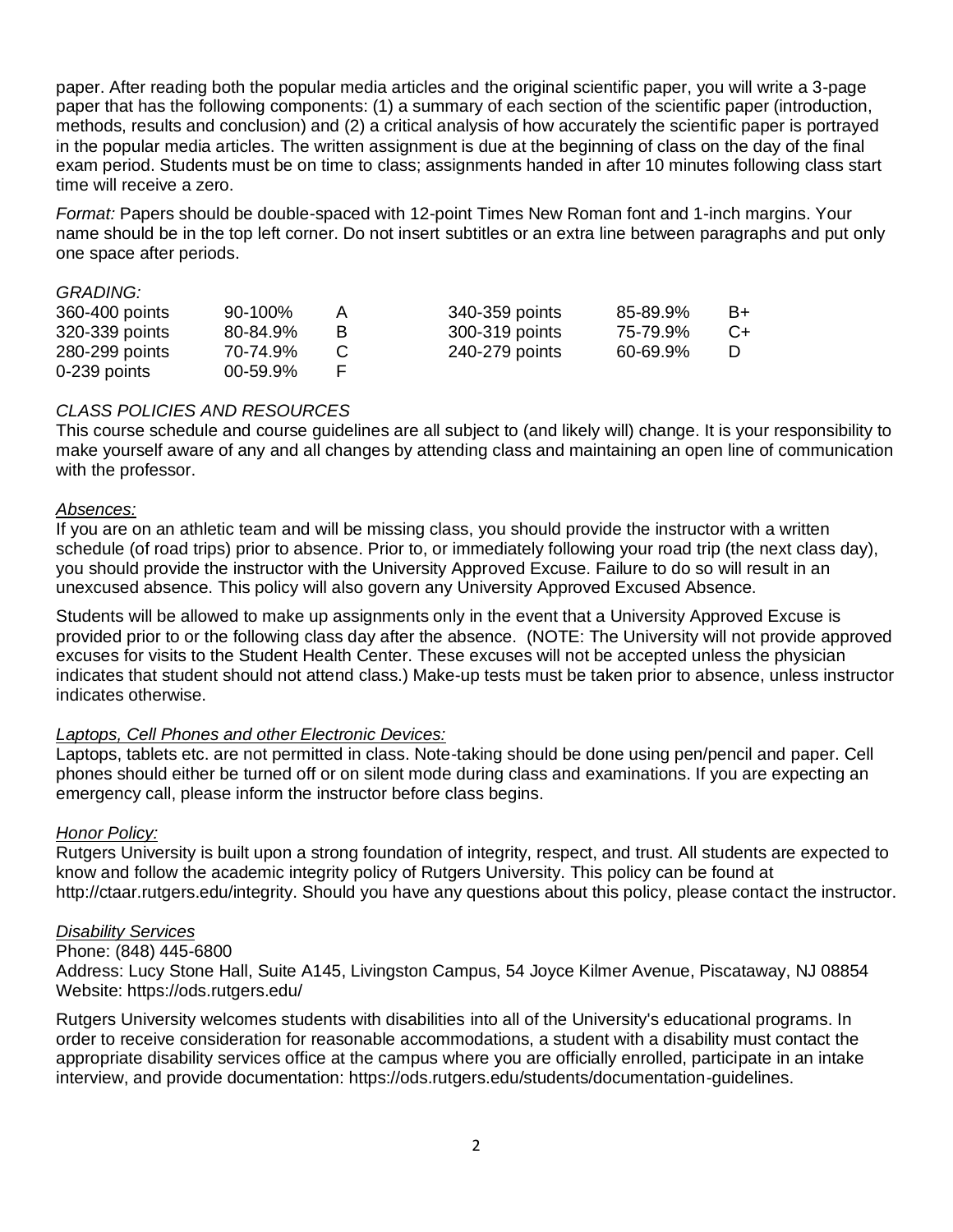paper. After reading both the popular media articles and the original scientific paper, you will write a 3-page paper that has the following components: (1) a summary of each section of the scientific paper (introduction, methods, results and conclusion) and (2) a critical analysis of how accurately the scientific paper is portrayed in the popular media articles. The written assignment is due at the beginning of class on the day of the final exam period. Students must be on time to class; assignments handed in after 10 minutes following class start time will receive a zero.

*Format:* Papers should be double-spaced with 12-point Times New Roman font and 1-inch margins. Your name should be in the top left corner. Do not insert subtitles or an extra line between paragraphs and put only one space after periods.

*GRADING:*

| | | | | | |
|---|---|---|---|---|---|
| 360-400 points | 90-100% | A | 340-359 points | 85-89.9% | B+ |
| 320-339 points | 80-84.9% | B | 300-319 points | 75-79.9% | C+ |
| 280-299 points | 70-74.9% | C | 240-279 points | 60-69.9% | D |
| 0-239 points | 00-59.9% | F | | | |

*CLASS POLICIES AND RESOURCES*

This course schedule and course guidelines are all subject to (and likely will) change. It is your responsibility to make yourself aware of any and all changes by attending class and maintaining an open line of communication with the professor.

*Absences:*

If you are on an athletic team and will be missing class, you should provide the instructor with a written schedule (of road trips) prior to absence. Prior to, or immediately following your road trip (the next class day), you should provide the instructor with the University Approved Excuse. Failure to do so will result in an unexcused absence. This policy will also govern any University Approved Excused Absence.

Students will be allowed to make up assignments only in the event that a University Approved Excuse is provided prior to or the following class day after the absence. (NOTE: The University will not provide approved excuses for visits to the Student Health Center. These excuses will not be accepted unless the physician indicates that student should not attend class.) Make-up tests must be taken prior to absence, unless instructor indicates otherwise.

*Laptops, Cell Phones and other Electronic Devices:*

Laptops, tablets etc. are not permitted in class. Note-taking should be done using pen/pencil and paper. Cell phones should either be turned off or on silent mode during class and examinations. If you are expecting an emergency call, please inform the instructor before class begins.

*Honor Policy:*

Rutgers University is built upon a strong foundation of integrity, respect, and trust. All students are expected to know and follow the academic integrity policy of Rutgers University. This policy can be found at http://ctaar.rutgers.edu/integrity. Should you have any questions about this policy, please contact the instructor.

*Disability Services*

Phone: (848) 445-6800
Address: Lucy Stone Hall, Suite A145, Livingston Campus, 54 Joyce Kilmer Avenue, Piscataway, NJ 08854
Website: https://ods.rutgers.edu/

Rutgers University welcomes students with disabilities into all of the University's educational programs. In order to receive consideration for reasonable accommodations, a student with a disability must contact the appropriate disability services office at the campus where you are officially enrolled, participate in an intake interview, and provide documentation: https://ods.rutgers.edu/students/documentation-guidelines.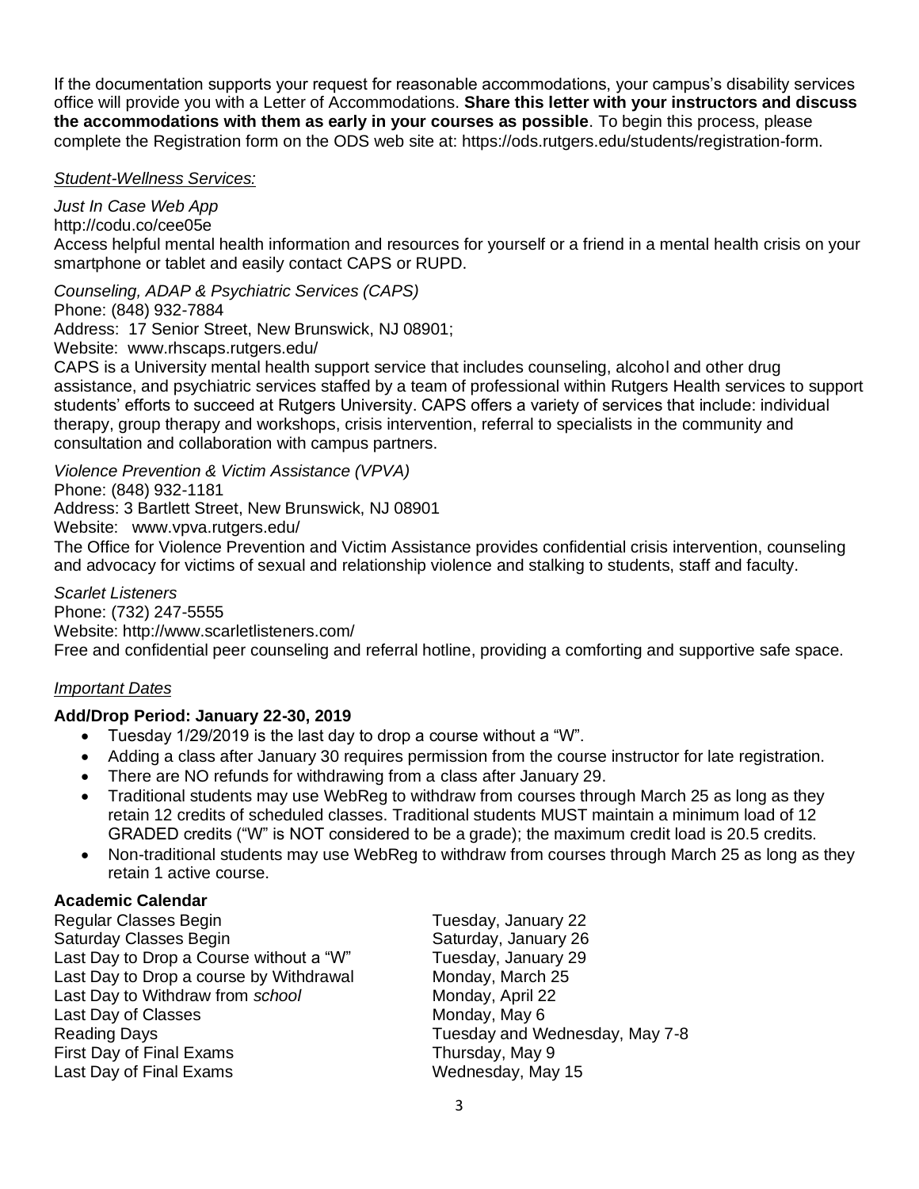If the documentation supports your request for reasonable accommodations, your campus's disability services office will provide you with a Letter of Accommodations. **Share this letter with your instructors and discuss the accommodations with them as early in your courses as possible**. To begin this process, please complete the Registration form on the ODS web site at: https://ods.rutgers.edu/students/registration-form.

*Student-Wellness Services:*

*Just In Case Web App*
http://codu.co/cee05e
Access helpful mental health information and resources for yourself or a friend in a mental health crisis on your smartphone or tablet and easily contact CAPS or RUPD.

*Counseling, ADAP & Psychiatric Services (CAPS)*
Phone: (848) 932-7884
Address: 17 Senior Street, New Brunswick, NJ 08901;
Website: www.rhscaps.rutgers.edu/
CAPS is a University mental health support service that includes counseling, alcohol and other drug assistance, and psychiatric services staffed by a team of professional within Rutgers Health services to support students' efforts to succeed at Rutgers University. CAPS offers a variety of services that include: individual therapy, group therapy and workshops, crisis intervention, referral to specialists in the community and consultation and collaboration with campus partners.

*Violence Prevention & Victim Assistance (VPVA)*
Phone: (848) 932-1181
Address: 3 Bartlett Street, New Brunswick, NJ 08901
Website: www.vpva.rutgers.edu/
The Office for Violence Prevention and Victim Assistance provides confidential crisis intervention, counseling and advocacy for victims of sexual and relationship violence and stalking to students, staff and faculty.

*Scarlet Listeners*
Phone: (732) 247-5555
Website: http://www.scarletlisteners.com/
Free and confidential peer counseling and referral hotline, providing a comforting and supportive safe space.

*Important Dates*

**Add/Drop Period: January 22-30, 2019**

- Tuesday 1/29/2019 is the last day to drop a course without a "W".
- Adding a class after January 30 requires permission from the course instructor for late registration.
- There are NO refunds for withdrawing from a class after January 29.
- Traditional students may use WebReg to withdraw from courses through March 25 as long as they retain 12 credits of scheduled classes. Traditional students MUST maintain a minimum load of 12 GRADED credits ("W" is NOT considered to be a grade); the maximum credit load is 20.5 credits.
- Non-traditional students may use WebReg to withdraw from courses through March 25 as long as they retain 1 active course.

**Academic Calendar**

| | |
|---|---|
| Regular Classes Begin | Tuesday, January 22 |
| Saturday Classes Begin | Saturday, January 26 |
| Last Day to Drop a Course without a "W" | Tuesday, January 29 |
| Last Day to Drop a course by Withdrawal | Monday, March 25 |
| Last Day to Withdraw from *school* | Monday, April 22 |
| Last Day of Classes | Monday, May 6 |
| Reading Days | Tuesday and Wednesday, May 7-8 |
| First Day of Final Exams | Thursday, May 9 |
| Last Day of Final Exams | Wednesday, May 15 |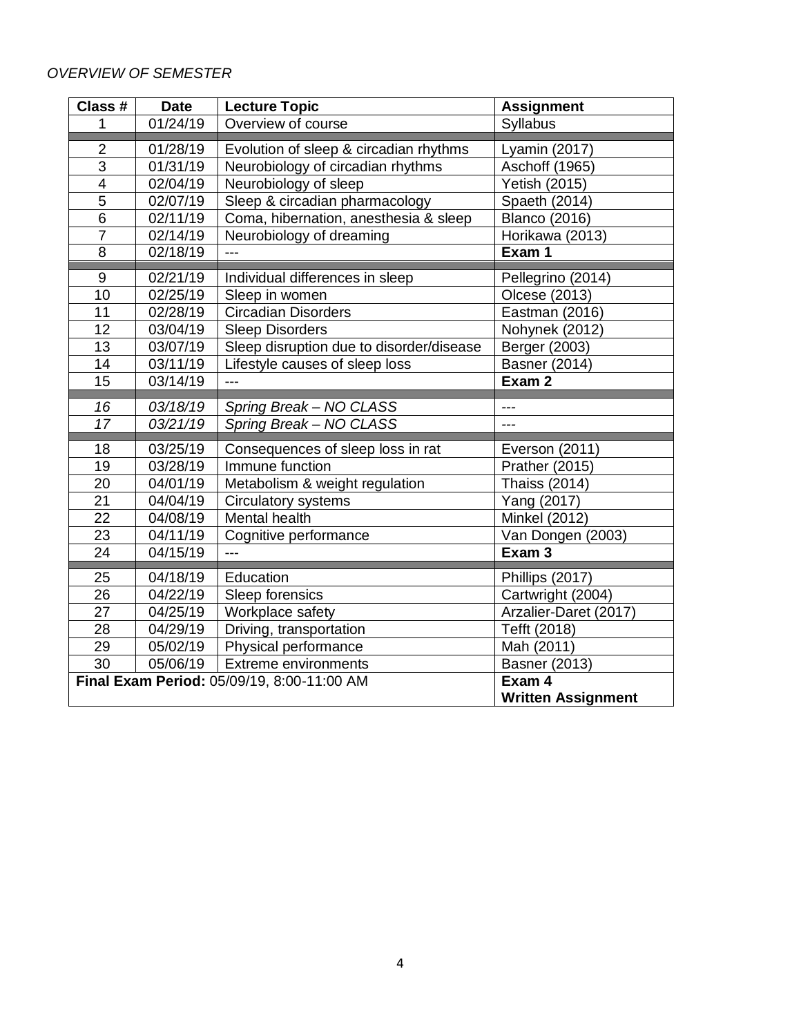*OVERVIEW OF SEMESTER*

| Class # | Date | Lecture Topic | Assignment |
|---|---|---|---|
| 1 | 01/24/19 | Overview of course | Syllabus |
| 2 | 01/28/19 | Evolution of sleep & circadian rhythms | Lyamin (2017) |
| 3 | 01/31/19 | Neurobiology of circadian rhythms | Aschoff (1965) |
| 4 | 02/04/19 | Neurobiology of sleep | Yetish (2015) |
| 5 | 02/07/19 | Sleep & circadian pharmacology | Spaeth (2014) |
| 6 | 02/11/19 | Coma, hibernation, anesthesia & sleep | Blanco (2016) |
| 7 | 02/14/19 | Neurobiology of dreaming | Horikawa (2013) |
| 8 | 02/18/19 | --- | **Exam 1** |
| 9 | 02/21/19 | Individual differences in sleep | Pellegrino (2014) |
| 10 | 02/25/19 | Sleep in women | Olcese (2013) |
| 11 | 02/28/19 | Circadian Disorders | Eastman (2016) |
| 12 | 03/04/19 | Sleep Disorders | Nohynek (2012) |
| 13 | 03/07/19 | Sleep disruption due to disorder/disease | Berger (2003) |
| 14 | 03/11/19 | Lifestyle causes of sleep loss | Basner (2014) |
| 15 | 03/14/19 | --- | **Exam 2** |
| *16* | *03/18/19* | *Spring Break – NO CLASS* | --- |
| *17* | *03/21/19* | *Spring Break – NO CLASS* | --- |
| 18 | 03/25/19 | Consequences of sleep loss in rat | Everson (2011) |
| 19 | 03/28/19 | Immune function | Prather (2015) |
| 20 | 04/01/19 | Metabolism & weight regulation | Thaiss (2014) |
| 21 | 04/04/19 | Circulatory systems | Yang (2017) |
| 22 | 04/08/19 | Mental health | Minkel (2012) |
| 23 | 04/11/19 | Cognitive performance | Van Dongen (2003) |
| 24 | 04/15/19 | --- | **Exam 3** |
| 25 | 04/18/19 | Education | Phillips (2017) |
| 26 | 04/22/19 | Sleep forensics | Cartwright (2004) |
| 27 | 04/25/19 | Workplace safety | Arzalier-Daret (2017) |
| 28 | 04/29/19 | Driving, transportation | Tefft (2018) |
| 29 | 05/02/19 | Physical performance | Mah (2011) |
| 30 | 05/06/19 | Extreme environments | Basner (2013) |
| **Final Exam Period:** 05/09/19, 8:00-11:00 AM | | | **Exam 4** **Written Assignment** |